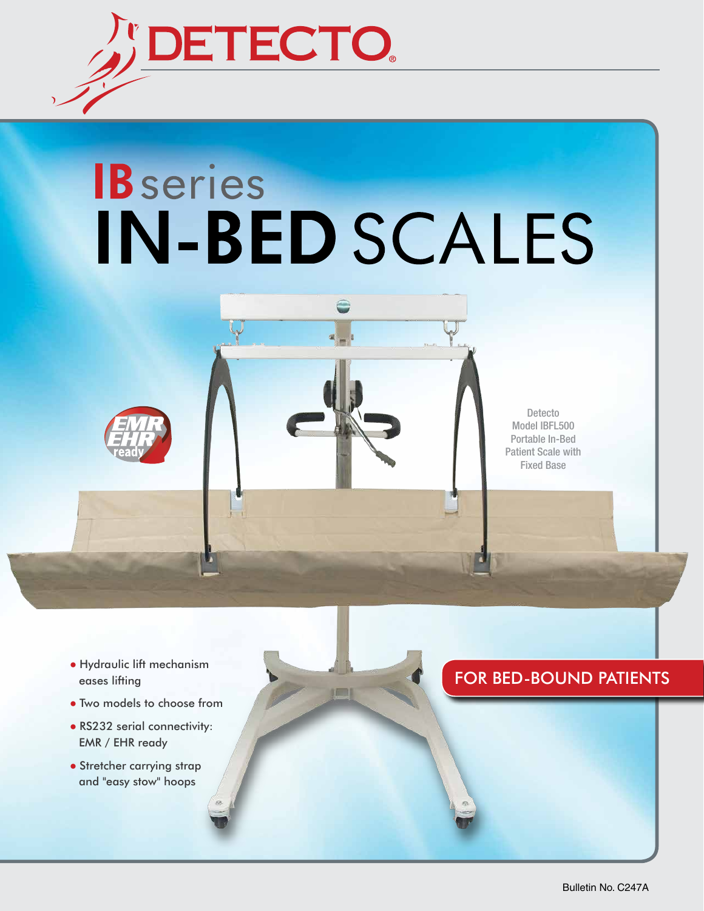# DETECTO

# IB series IN-BED SCALES

EMR EHR ready

Detecto Model IBFL500 Portable In-Bed Patient Scale with Fixed Base

- Hydraulic lift mechanism eases lifting
- Two models to choose from
- RS232 serial connectivity: EMR / EHR ready
- Stretcher carrying strap and "easy stow" hoops

FOR BED-BOUND PATIENTS

Bulletin No. C247A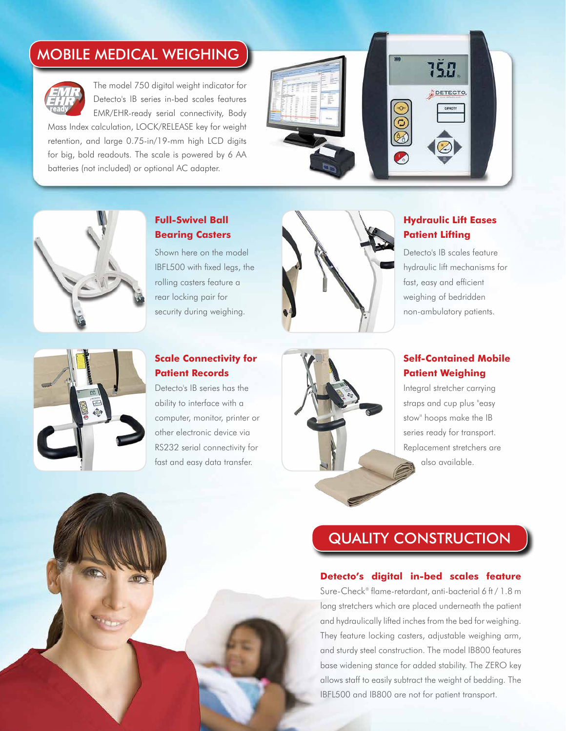## MOBILE MEDICAL WEIGHING

The model 750 digital weight indicator for Detecto's IB series in-bed scales features EMR/EHR-ready serial connectivity, Body Mass Index calculation, LOCK/RELEASE key for weight retention, and large 0.75-in/19-mm high LCD digits for big, bold readouts. The scale is powered by 6 AA batteries (not included) or optional AC adapter.

### Full-Swivel Ball Bearing Casters

Shown here on the model IBFL500 with fixed legs, the rolling casters feature a rear locking pair for security during weighing.

### Hydraulic Lift Eases Patient Lifting

Detecto's IB scales feature hydraulic lift mechanisms for fast, easy and efficient weighing of bedridden non-ambulatory patients.

### Scale Connectivity for Patient Records

Detecto's IB series has the ability to interface with a computer, monitor, printer or other electronic device via RS232 serial connectivity for fast and easy data transfer.

### Self-Contained Mobile Patient Weighing

Integral stretcher carrying straps and cup plus "easy stow" hoops make the IB series ready for transport. Replacement stretchers are also available.

## QUALITY CONSTRUCTION

**Detecto's digital in-bed scales feature** Sure-Check® flame-retardant, anti-bacterial 6 ft / 1.8 m long stretchers which are placed underneath the patient and hydraulically lifted inches from the bed for weighing. They feature locking casters, adjustable weighing arm, and sturdy steel construction. The model IB800 features base widening stance for added stability. The ZERO key allows staff to easily subtract the weight of bedding. The IBFL500 and IB800 are not for patient transport.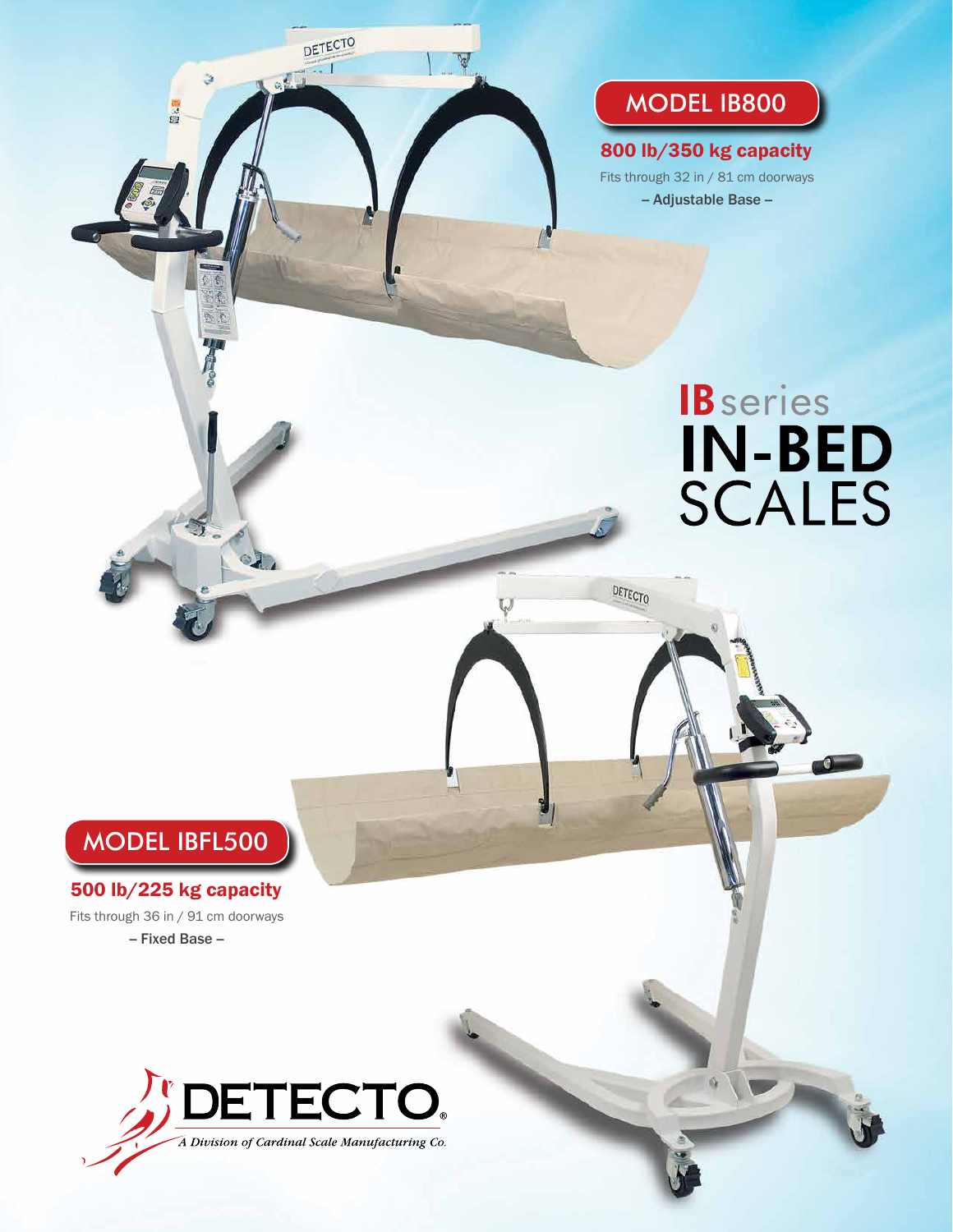# IB series IN-BED SCALES

## MODEL IB800

**800 lb/350 kg capacity**

Fits through 32 in / 81 cm doorways

**– Adjustable Base –**

## MODEL IBFL500

**500 lb/225 kg capacity**

Fits through 36 in / 91 cm doorways

**– Fixed Base –**

**DETECTO®**

*A Division of Cardinal Scale Manufacturing Co.*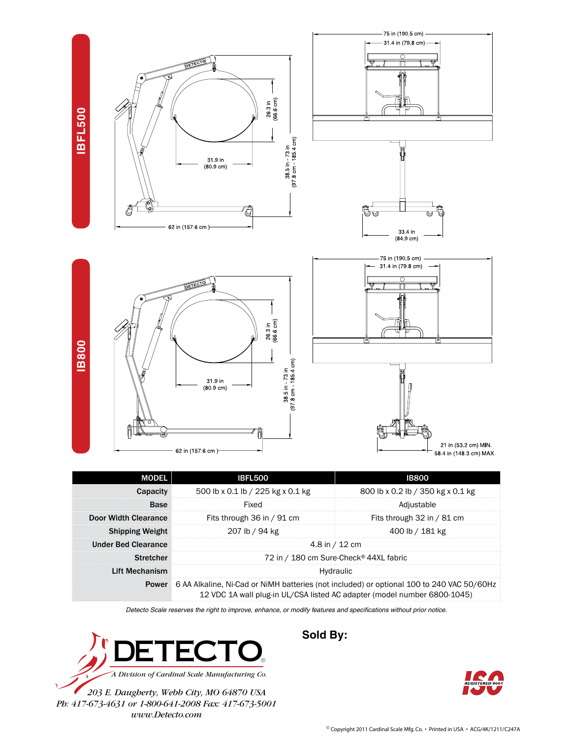IBFL500

26.3 in (66.6 cm)

31.9 in (80.9 cm)

38.5 in - 73 in (97.8 cm - 185.4 cm)

62 in (157.6 cm)

75 in (190.5 cm)

31.4 in (79.8 cm)

33.4 in (84.9 cm)

IB800

26.3 in (66.6 cm)

31.9 in (80.9 cm)

38.5 in - 73 in (97.8 cm - 185.4 cm)

62 in (157.6 cm)

75 in (190.5 cm)

31.4 in (79.8 cm)

21 in (53.2 cm) MIN.
58.4 in (148.3 cm) MAX.

| MODEL | IBFL500 | IB800 |
| --- | --- | --- |
| Capacity | 500 lb x 0.1 lb / 225 kg x 0.1 kg | 800 lb x 0.2 lb / 350 kg x 0.1 kg |
| Base | Fixed | Adjustable |
| Door Width Clearance | Fits through 36 in / 91 cm | Fits through 32 in / 81 cm |
| Shipping Weight | 207 lb / 94 kg | 400 lb / 181 kg |
| Under Bed Clearance | 4.8 in / 12 cm | |
| Stretcher | 72 in / 180 cm Sure-Check® 44XL fabric | |
| Lift Mechanism | Hydraulic | |
| Power | 6 AA Alkaline, Ni-Cad or NiMH batteries (not included) or optional 100 to 240 VAC 50/60Hz 12 VDC 1A wall plug-in UL/CSA listed AC adapter (model number 6800-1045) | |

*Detecto Scale reserves the right to improve, enhance, or modify features and specifications without prior notice.*

**DETECTO**®

*A Division of Cardinal Scale Manufacturing Co.*

*203 E. Daugherty, Webb City, MO 64870 USA*
*Ph: 417-673-4631 or 1-800-641-2008 Fax: 417-673-5001*
*www.Detecto.com*

**Sold By:**

ISO REGISTERED 9001

© Copyright 2011 Cardinal Scale Mfg. Co. • Printed in USA • ACG/4K/1211/C247A